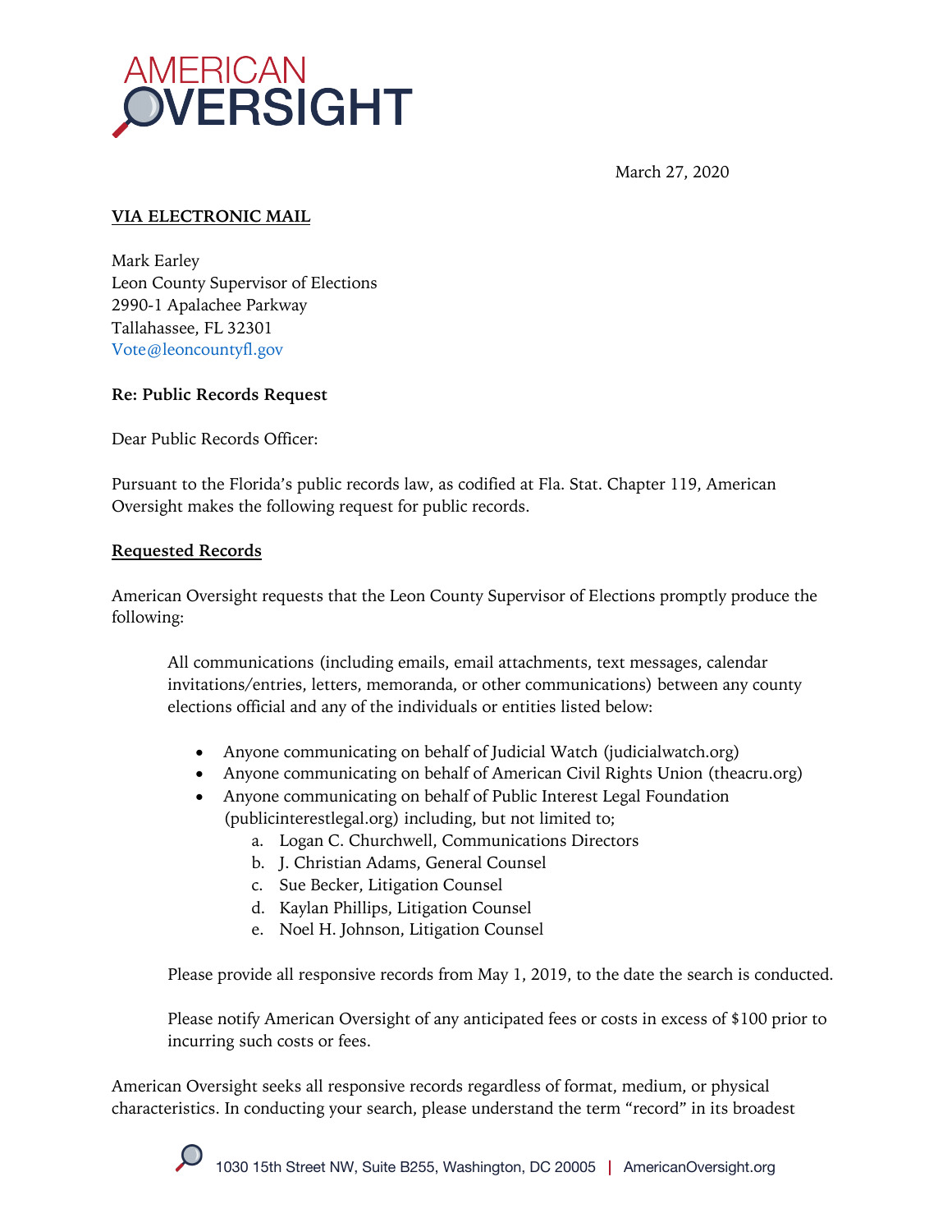AMERICAN OVERSIGHT

March 27, 2020

**VIA ELECTRONIC MAIL**

Mark Earley
Leon County Supervisor of Elections
2990-1 Apalachee Parkway
Tallahassee, FL 32301
Vote@leoncountyfl.gov

**Re: Public Records Request**

Dear Public Records Officer:

Pursuant to the Florida's public records law, as codified at Fla. Stat. Chapter 119, American Oversight makes the following request for public records.

**Requested Records**

American Oversight requests that the Leon County Supervisor of Elections promptly produce the following:

> All communications (including emails, email attachments, text messages, calendar invitations/entries, letters, memoranda, or other communications) between any county elections official and any of the individuals or entities listed below:
>
> - Anyone communicating on behalf of Judicial Watch (judicialwatch.org)
> - Anyone communicating on behalf of American Civil Rights Union (theacru.org)
> - Anyone communicating on behalf of Public Interest Legal Foundation (publicinterestlegal.org) including, but not limited to;
>     a. Logan C. Churchwell, Communications Directors
>     b. J. Christian Adams, General Counsel
>     c. Sue Becker, Litigation Counsel
>     d. Kaylan Phillips, Litigation Counsel
>     e. Noel H. Johnson, Litigation Counsel
>
> Please provide all responsive records from May 1, 2019, to the date the search is conducted.
>
> Please notify American Oversight of any anticipated fees or costs in excess of $100 prior to incurring such costs or fees.

American Oversight seeks all responsive records regardless of format, medium, or physical characteristics. In conducting your search, please understand the term "record" in its broadest

1030 15th Street NW, Suite B255, Washington, DC 20005 | AmericanOversight.org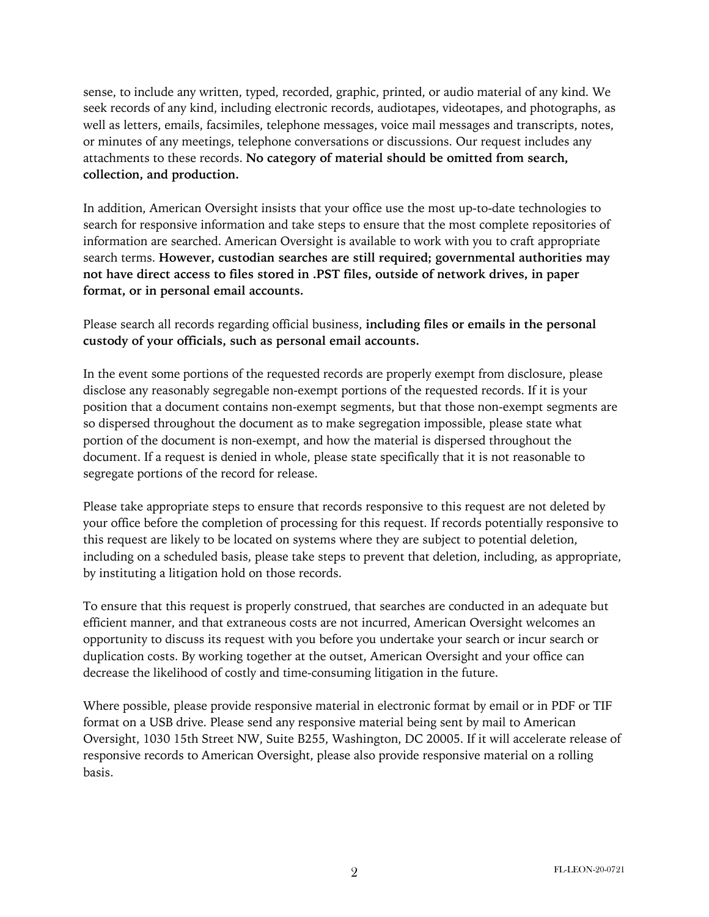sense, to include any written, typed, recorded, graphic, printed, or audio material of any kind. We seek records of any kind, including electronic records, audiotapes, videotapes, and photographs, as well as letters, emails, facsimiles, telephone messages, voice mail messages and transcripts, notes, or minutes of any meetings, telephone conversations or discussions. Our request includes any attachments to these records. **No category of material should be omitted from search, collection, and production.**

In addition, American Oversight insists that your office use the most up-to-date technologies to search for responsive information and take steps to ensure that the most complete repositories of information are searched. American Oversight is available to work with you to craft appropriate search terms. **However, custodian searches are still required; governmental authorities may not have direct access to files stored in .PST files, outside of network drives, in paper format, or in personal email accounts.**

Please search all records regarding official business, **including files or emails in the personal custody of your officials, such as personal email accounts.**

In the event some portions of the requested records are properly exempt from disclosure, please disclose any reasonably segregable non-exempt portions of the requested records. If it is your position that a document contains non-exempt segments, but that those non-exempt segments are so dispersed throughout the document as to make segregation impossible, please state what portion of the document is non-exempt, and how the material is dispersed throughout the document. If a request is denied in whole, please state specifically that it is not reasonable to segregate portions of the record for release.

Please take appropriate steps to ensure that records responsive to this request are not deleted by your office before the completion of processing for this request. If records potentially responsive to this request are likely to be located on systems where they are subject to potential deletion, including on a scheduled basis, please take steps to prevent that deletion, including, as appropriate, by instituting a litigation hold on those records.

To ensure that this request is properly construed, that searches are conducted in an adequate but efficient manner, and that extraneous costs are not incurred, American Oversight welcomes an opportunity to discuss its request with you before you undertake your search or incur search or duplication costs. By working together at the outset, American Oversight and your office can decrease the likelihood of costly and time-consuming litigation in the future.

Where possible, please provide responsive material in electronic format by email or in PDF or TIF format on a USB drive. Please send any responsive material being sent by mail to American Oversight, 1030 15th Street NW, Suite B255, Washington, DC 20005. If it will accelerate release of responsive records to American Oversight, please also provide responsive material on a rolling basis.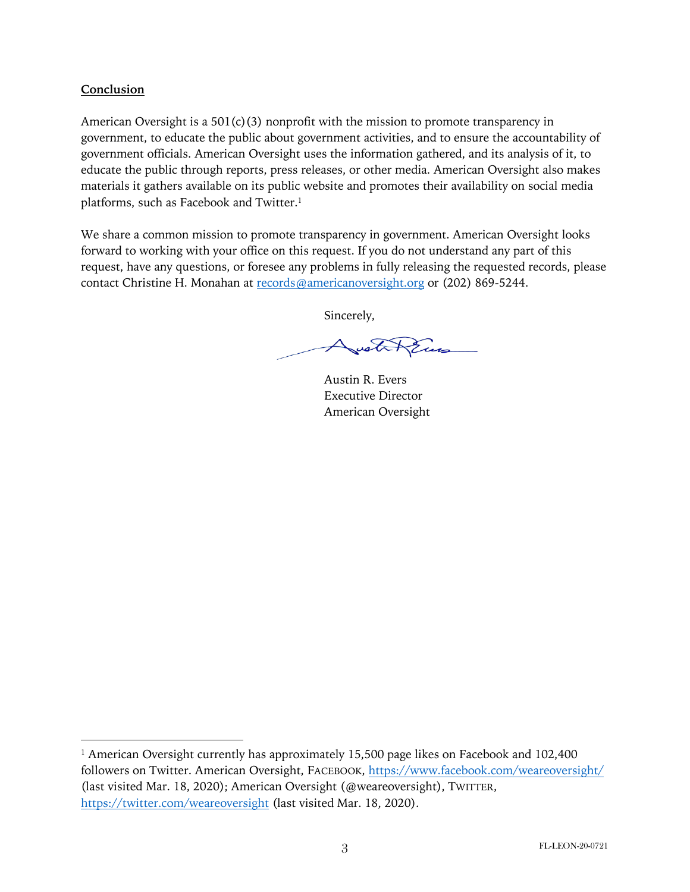**Conclusion**

American Oversight is a 501(c)(3) nonprofit with the mission to promote transparency in government, to educate the public about government activities, and to ensure the accountability of government officials. American Oversight uses the information gathered, and its analysis of it, to educate the public through reports, press releases, or other media. American Oversight also makes materials it gathers available on its public website and promotes their availability on social media platforms, such as Facebook and Twitter.[1]

We share a common mission to promote transparency in government. American Oversight looks forward to working with your office on this request. If you do not understand any part of this request, have any questions, or foresee any problems in fully releasing the requested records, please contact Christine H. Monahan at records@americanoversight.org or (202) 869-5244.

Sincerely,

Austin R. Evers
Executive Director
American Oversight

---

[1] American Oversight currently has approximately 15,500 page likes on Facebook and 102,400 followers on Twitter. American Oversight, FACEBOOK, https://www.facebook.com/weareoversight/ (last visited Mar. 18, 2020); American Oversight (@weareoversight), TWITTER, https://twitter.com/weareoversight (last visited Mar. 18, 2020).

FL-LEON-20-0721